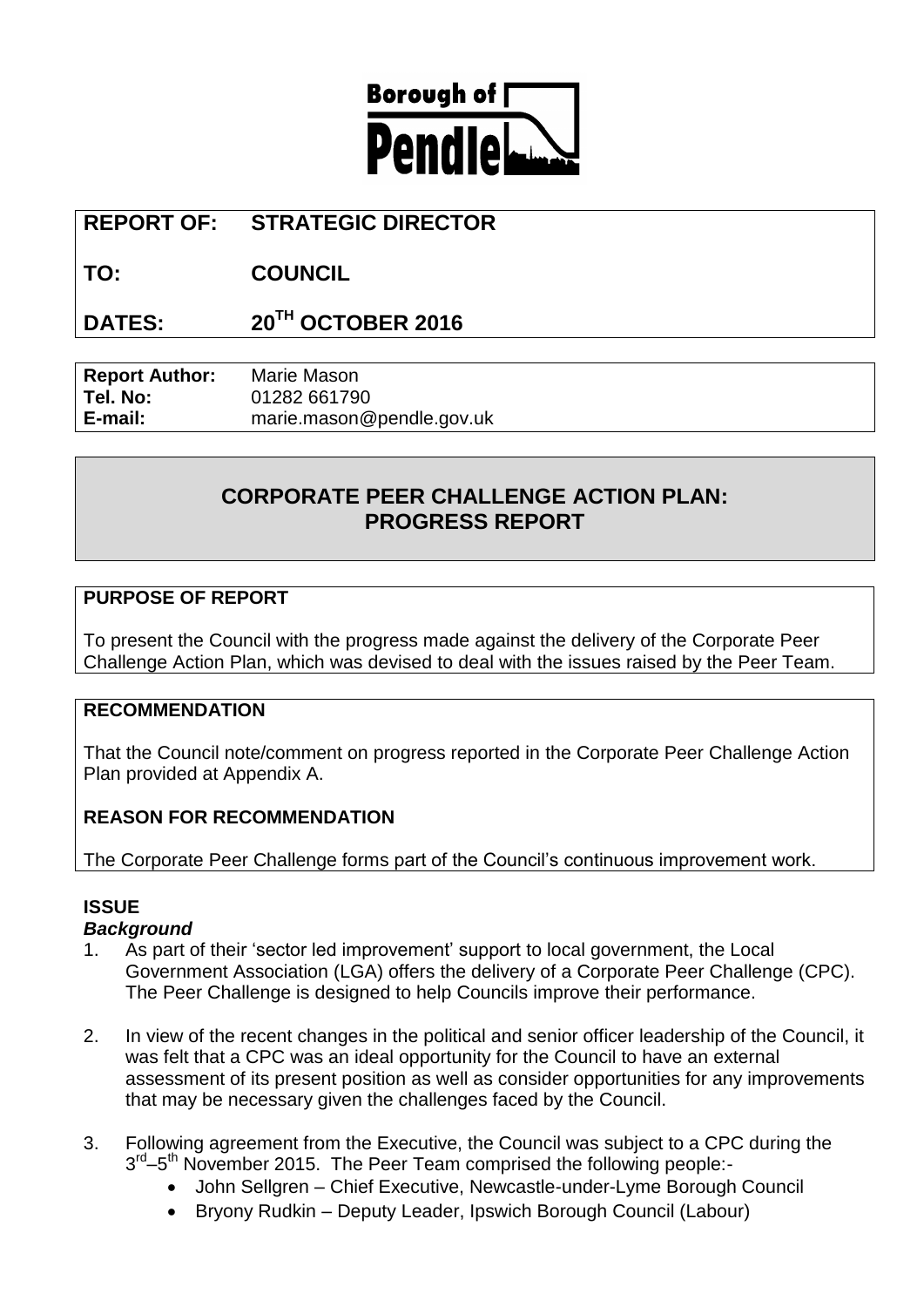**Borough of Pendle**

| | |
|---|---|
| **REPORT OF:** | **STRATEGIC DIRECTOR** |
| **TO:** | **COUNCIL** |
| **DATES:** | **20TH OCTOBER 2016** |

| | |
|---|---|
| **Report Author:** | Marie Mason |
| **Tel. No:** | 01282 661790 |
| **E-mail:** | marie.mason@pendle.gov.uk |

# CORPORATE PEER CHALLENGE ACTION PLAN: PROGRESS REPORT

## PURPOSE OF REPORT

To present the Council with the progress made against the delivery of the Corporate Peer Challenge Action Plan, which was devised to deal with the issues raised by the Peer Team.

## RECOMMENDATION

That the Council note/comment on progress reported in the Corporate Peer Challenge Action Plan provided at Appendix A.

## REASON FOR RECOMMENDATION

The Corporate Peer Challenge forms part of the Council's continuous improvement work.

## ISSUE

### *Background*

1. As part of their 'sector led improvement' support to local government, the Local Government Association (LGA) offers the delivery of a Corporate Peer Challenge (CPC). The Peer Challenge is designed to help Councils improve their performance.

2. In view of the recent changes in the political and senior officer leadership of the Council, it was felt that a CPC was an ideal opportunity for the Council to have an external assessment of its present position as well as consider opportunities for any improvements that may be necessary given the challenges faced by the Council.

3. Following agreement from the Executive, the Council was subject to a CPC during the 3rd–5th November 2015. The Peer Team comprised the following people:-
   - John Sellgren – Chief Executive, Newcastle-under-Lyme Borough Council
   - Bryony Rudkin – Deputy Leader, Ipswich Borough Council (Labour)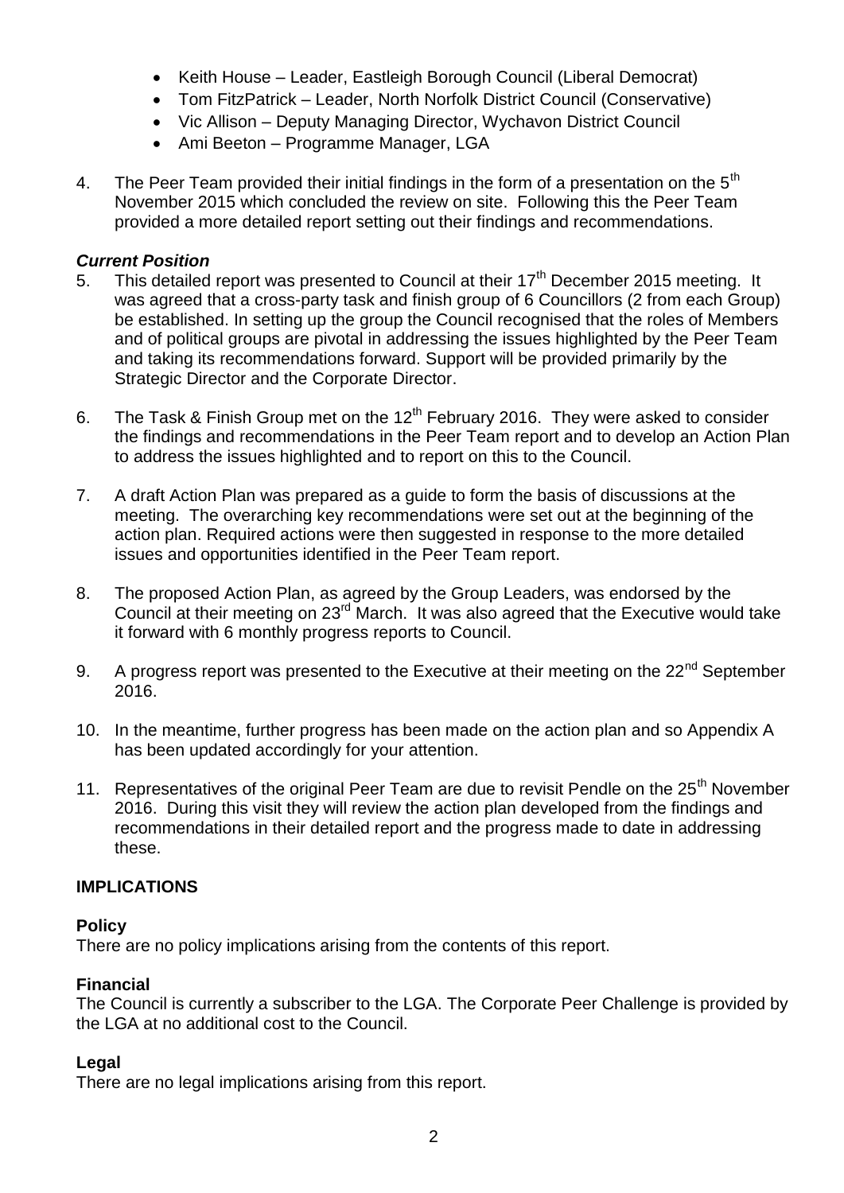- Keith House – Leader, Eastleigh Borough Council (Liberal Democrat)
- Tom FitzPatrick – Leader, North Norfolk District Council (Conservative)
- Vic Allison – Deputy Managing Director, Wychavon District Council
- Ami Beeton – Programme Manager, LGA

4. The Peer Team provided their initial findings in the form of a presentation on the 5th November 2015 which concluded the review on site. Following this the Peer Team provided a more detailed report setting out their findings and recommendations.

***Current Position***

5. This detailed report was presented to Council at their 17th December 2015 meeting. It was agreed that a cross-party task and finish group of 6 Councillors (2 from each Group) be established. In setting up the group the Council recognised that the roles of Members and of political groups are pivotal in addressing the issues highlighted by the Peer Team and taking its recommendations forward. Support will be provided primarily by the Strategic Director and the Corporate Director.

6. The Task & Finish Group met on the 12th February 2016. They were asked to consider the findings and recommendations in the Peer Team report and to develop an Action Plan to address the issues highlighted and to report on this to the Council.

7. A draft Action Plan was prepared as a guide to form the basis of discussions at the meeting. The overarching key recommendations were set out at the beginning of the action plan. Required actions were then suggested in response to the more detailed issues and opportunities identified in the Peer Team report.

8. The proposed Action Plan, as agreed by the Group Leaders, was endorsed by the Council at their meeting on 23rd March. It was also agreed that the Executive would take it forward with 6 monthly progress reports to Council.

9. A progress report was presented to the Executive at their meeting on the 22nd September 2016.

10. In the meantime, further progress has been made on the action plan and so Appendix A has been updated accordingly for your attention.

11. Representatives of the original Peer Team are due to revisit Pendle on the 25th November 2016. During this visit they will review the action plan developed from the findings and recommendations in their detailed report and the progress made to date in addressing these.

## IMPLICATIONS

**Policy**

There are no policy implications arising from the contents of this report.

**Financial**

The Council is currently a subscriber to the LGA. The Corporate Peer Challenge is provided by the LGA at no additional cost to the Council.

**Legal**

There are no legal implications arising from this report.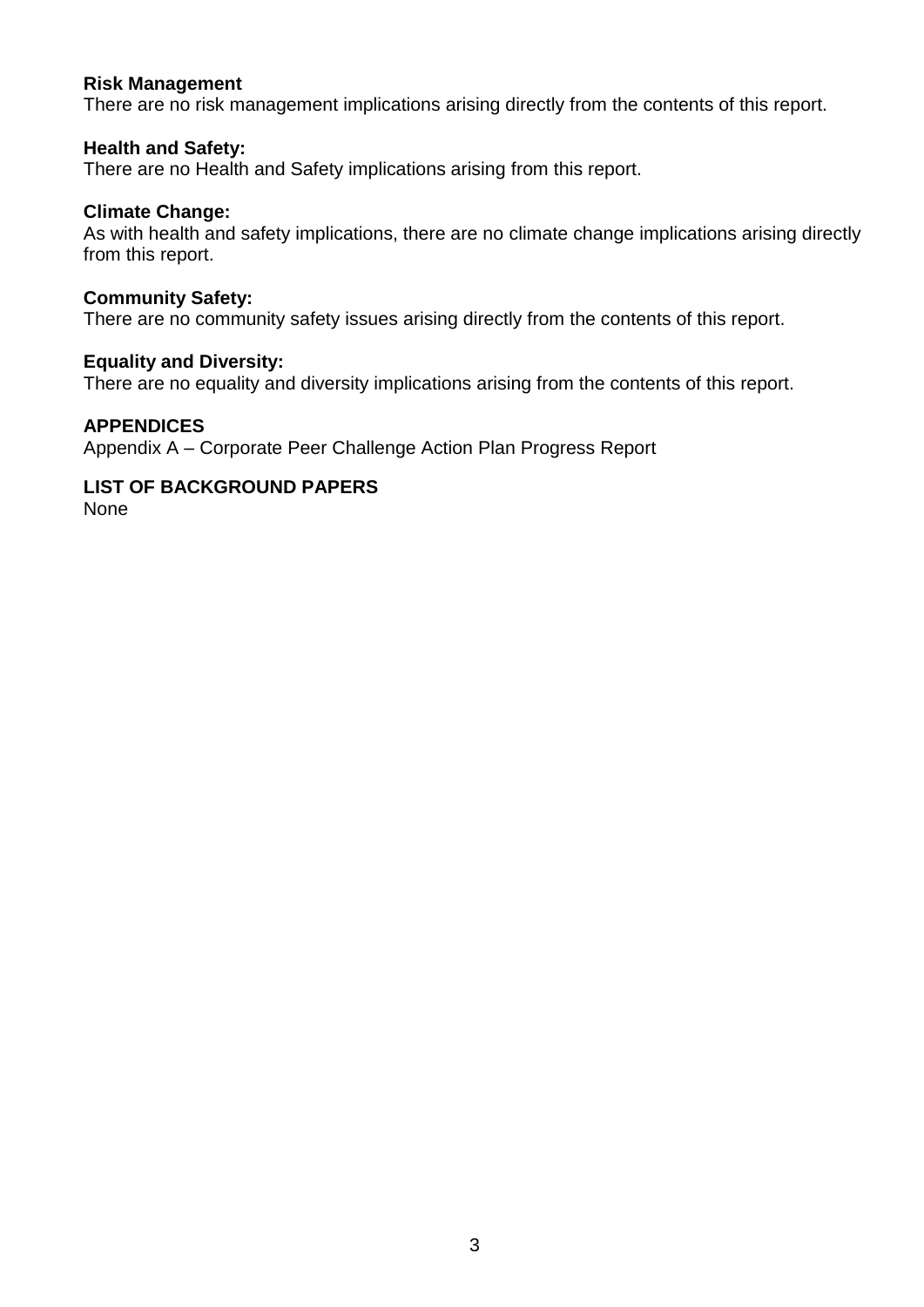**Risk Management**
There are no risk management implications arising directly from the contents of this report.

**Health and Safety:**
There are no Health and Safety implications arising from this report.

**Climate Change:**
As with health and safety implications, there are no climate change implications arising directly from this report.

**Community Safety:**
There are no community safety issues arising directly from the contents of this report.

**Equality and Diversity:**
There are no equality and diversity implications arising from the contents of this report.

**APPENDICES**
Appendix A – Corporate Peer Challenge Action Plan Progress Report

**LIST OF BACKGROUND PAPERS**
None